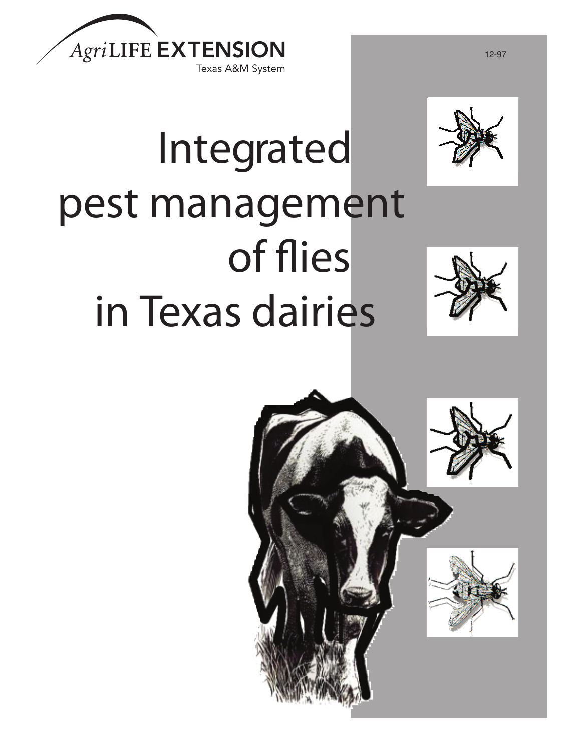AgriLIFE EXTENSION
Texas A&M System

12-97

# Integrated pest management of flies in Texas dairies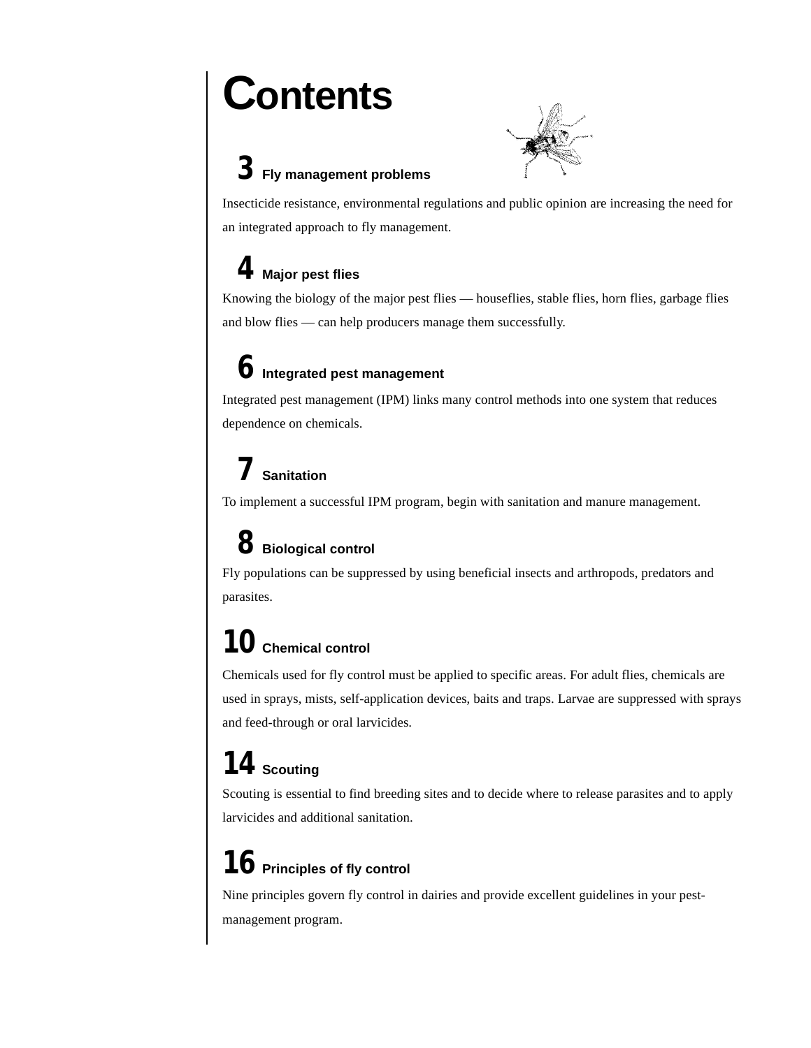# Contents

## 3 Fly management problems

Insecticide resistance, environmental regulations and public opinion are increasing the need for an integrated approach to fly management.

## 4 Major pest flies

Knowing the biology of the major pest flies — houseflies, stable flies, horn flies, garbage flies and blow flies — can help producers manage them successfully.

## 6 Integrated pest management

Integrated pest management (IPM) links many control methods into one system that reduces dependence on chemicals.

## 7 Sanitation

To implement a successful IPM program, begin with sanitation and manure management.

## 8 Biological control

Fly populations can be suppressed by using beneficial insects and arthropods, predators and parasites.

## 10 Chemical control

Chemicals used for fly control must be applied to specific areas. For adult flies, chemicals are used in sprays, mists, self-application devices, baits and traps. Larvae are suppressed with sprays and feed-through or oral larvicides.

## 14 Scouting

Scouting is essential to find breeding sites and to decide where to release parasites and to apply larvicides and additional sanitation.

## 16 Principles of fly control

Nine principles govern fly control in dairies and provide excellent guidelines in your pest-management program.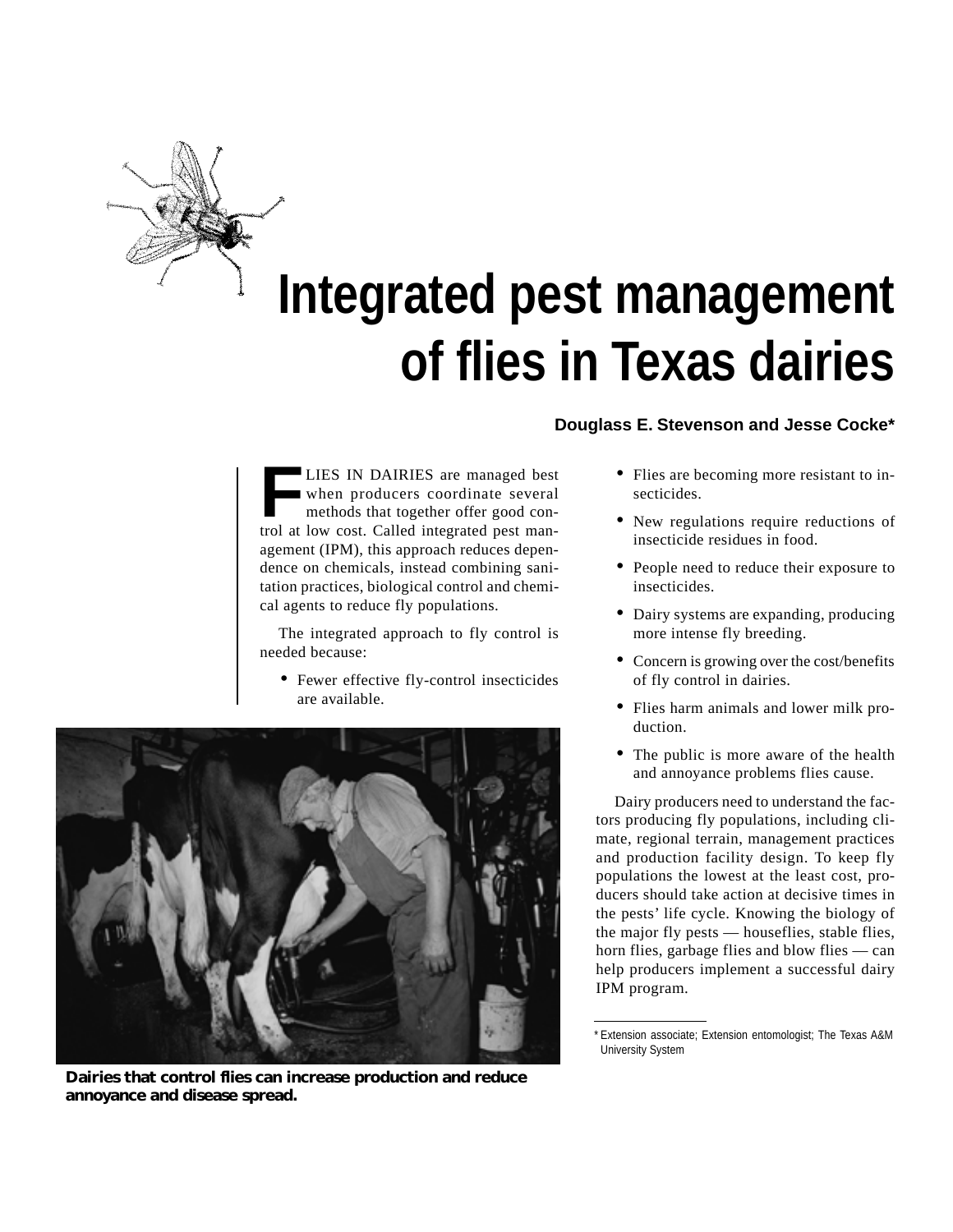# Integrated pest management of flies in Texas dairies

**Douglass E. Stevenson and Jesse Cocke***

FLIES IN DAIRIES are managed best when producers coordinate several methods that together offer good control at low cost. Called integrated pest management (IPM), this approach reduces dependence on chemicals, instead combining sanitation practices, biological control and chemical agents to reduce fly populations.

The integrated approach to fly control is needed because:

- Fewer effective fly-control insecticides are available.
- Flies are becoming more resistant to insecticides.
- New regulations require reductions of insecticide residues in food.
- People need to reduce their exposure to insecticides.
- Dairy systems are expanding, producing more intense fly breeding.
- Concern is growing over the cost/benefits of fly control in dairies.
- Flies harm animals and lower milk production.
- The public is more aware of the health and annoyance problems flies cause.

**Dairies that control flies can increase production and reduce annoyance and disease spread.**

Dairy producers need to understand the factors producing fly populations, including climate, regional terrain, management practices and production facility design. To keep fly populations the lowest at the least cost, producers should take action at decisive times in the pests' life cycle. Knowing the biology of the major fly pests — houseflies, stable flies, horn flies, garbage flies and blow flies — can help producers implement a successful dairy IPM program.

---

\* Extension associate; Extension entomologist; The Texas A&M University System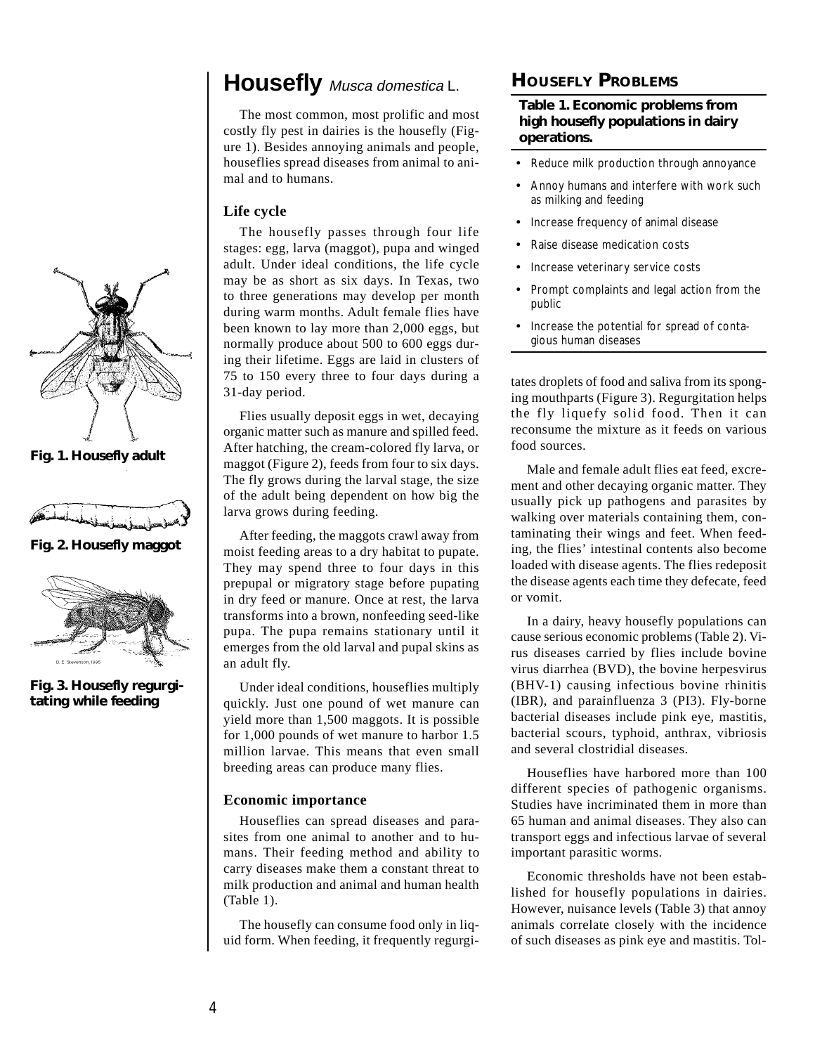# Housefly *Musca domestica* L.

The most common, most prolific and most costly fly pest in dairies is the housefly (Figure 1). Besides annoying animals and people, houseflies spread diseases from animal to animal and to humans.

Fig. 1. Housefly adult

Fig. 2. Housefly maggot

Fig. 3. Housefly regurgitating while feeding

### Life cycle

The housefly passes through four life stages: egg, larva (maggot), pupa and winged adult. Under ideal conditions, the life cycle may be as short as six days. In Texas, two to three generations may develop per month during warm months. Adult female flies have been known to lay more than 2,000 eggs, but normally produce about 500 to 600 eggs during their lifetime. Eggs are laid in clusters of 75 to 150 every three to four days during a 31-day period.

Flies usually deposit eggs in wet, decaying organic matter such as manure and spilled feed. After hatching, the cream-colored fly larva, or maggot (Figure 2), feeds from four to six days. The fly grows during the larval stage, the size of the adult being dependent on how big the larva grows during feeding.

After feeding, the maggots crawl away from moist feeding areas to a dry habitat to pupate. They may spend three to four days in this prepupal or migratory stage before pupating in dry feed or manure. Once at rest, the larva transforms into a brown, nonfeeding seed-like pupa. The pupa remains stationary until it emerges from the old larval and pupal skins as an adult fly.

Under ideal conditions, houseflies multiply quickly. Just one pound of wet manure can yield more than 1,500 maggots. It is possible for 1,000 pounds of wet manure to harbor 1.5 million larvae. This means that even small breeding areas can produce many flies.

### Economic importance

Houseflies can spread diseases and parasites from one animal to another and to humans. Their feeding method and ability to carry diseases make them a constant threat to milk production and animal and human health (Table 1).

The housefly can consume food only in liquid form. When feeding, it frequently regurgitates droplets of food and saliva from its sponging mouthparts (Figure 3). Regurgitation helps the fly liquefy solid food. Then it can reconsume the mixture as it feeds on various food sources.

Male and female adult flies eat feed, excrement and other decaying organic matter. They usually pick up pathogens and parasites by walking over materials containing them, contaminating their wings and feet. When feeding, the flies' intestinal contents also become loaded with disease agents. The flies redeposit the disease agents each time they defecate, feed or vomit.

In a dairy, heavy housefly populations can cause serious economic problems (Table 2). Virus diseases carried by flies include bovine virus diarrhea (BVD), the bovine herpesvirus (BHV-1) causing infectious bovine rhinitis (IBR), and parainfluenza 3 (PI3). Fly-borne bacterial diseases include pink eye, mastitis, bacterial scours, typhoid, anthrax, vibriosis and several clostridial diseases.

Houseflies have harbored more than 100 different species of pathogenic organisms. Studies have incriminated them in more than 65 human and animal diseases. They also can transport eggs and infectious larvae of several important parasitic worms.

Economic thresholds have not been established for housefly populations in dairies. However, nuisance levels (Table 3) that annoy animals correlate closely with the incidence of such diseases as pink eye and mastitis. Tol-

## Housefly Problems

**Table 1. Economic problems from high housefly populations in dairy operations.**

- Reduce milk production through annoyance
- Annoy humans and interfere with work such as milking and feeding
- Increase frequency of animal disease
- Raise disease medication costs
- Increase veterinary service costs
- Prompt complaints and legal action from the public
- Increase the potential for spread of contagious human diseases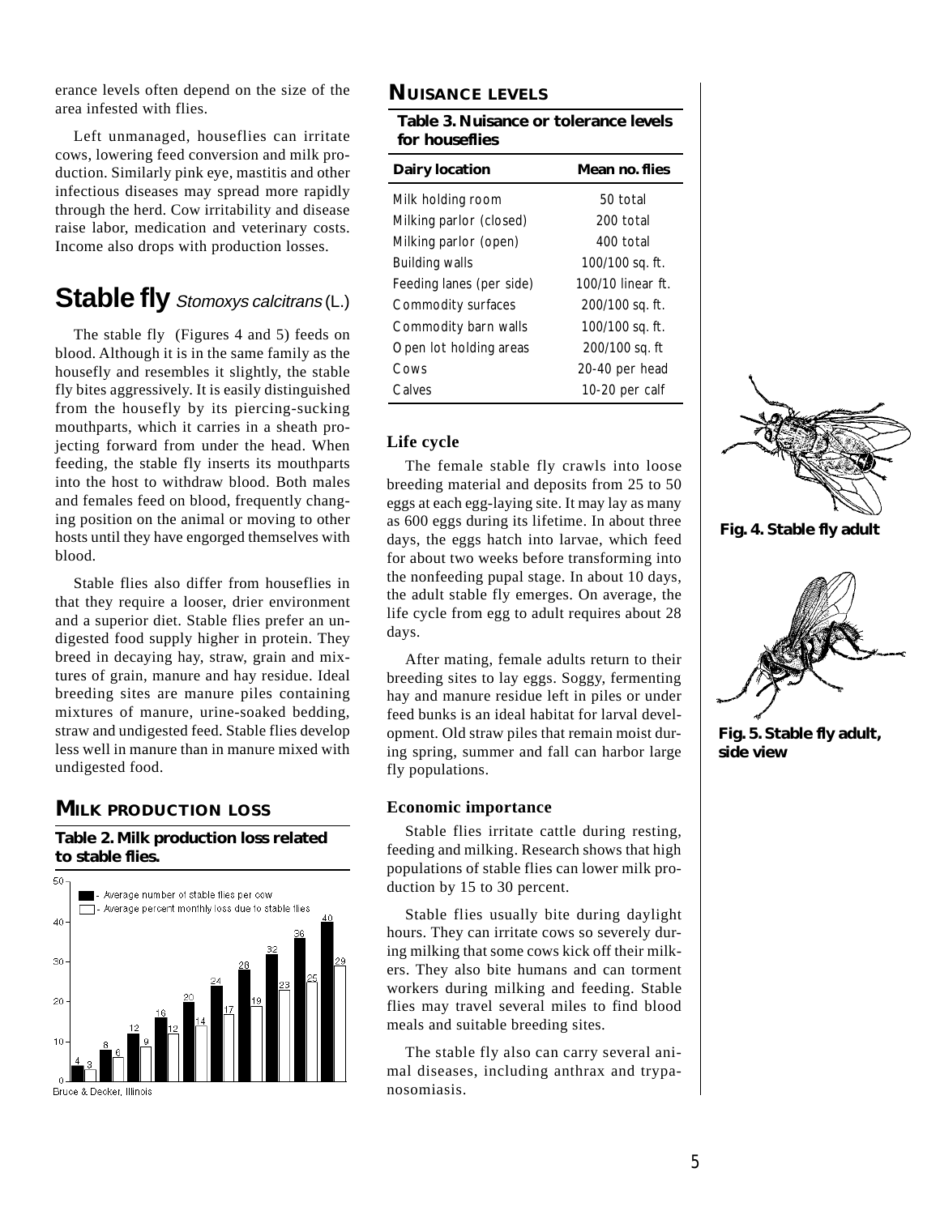erance levels often depend on the size of the area infested with flies.

Left unmanaged, houseflies can irritate cows, lowering feed conversion and milk production. Similarly pink eye, mastitis and other infectious diseases may spread more rapidly through the herd. Cow irritability and disease raise labor, medication and veterinary costs. Income also drops with production losses.

# Stable fly *Stomoxys calcitrans* (L.)

The stable fly (Figures 4 and 5) feeds on blood. Although it is in the same family as the housefly and resembles it slightly, the stable fly bites aggressively. It is easily distinguished from the housefly by its piercing-sucking mouthparts, which it carries in a sheath projecting forward from under the head. When feeding, the stable fly inserts its mouthparts into the host to withdraw blood. Both males and females feed on blood, frequently changing position on the animal or moving to other hosts until they have engorged themselves with blood.

Stable flies also differ from houseflies in that they require a looser, drier environment and a superior diet. Stable flies prefer an undigested food supply higher in protein. They breed in decaying hay, straw, grain and mixtures of grain, manure and hay residue. Ideal breeding sites are manure piles containing mixtures of manure, urine-soaked bedding, straw and undigested feed. Stable flies develop less well in manure than in manure mixed with undigested food.

## MILK PRODUCTION LOSS

**Table 2. Milk production loss related to stable flies.**

| Average number of stable flies per cow | Average percent monthly loss due to stable flies |
|---|---|
| 4 | 3 |
| 8 | 6 |
| 12 | 9 |
| 16 | 12 |
| 20 | 14 |
| 24 | 17 |
| 28 | 19 |
| 32 | 23 |
| 36 | 25 |
| 40 | 29 |

Bruce & Decker, Illinois

## NUISANCE LEVELS

**Table 3. Nuisance or tolerance levels for houseflies**

| Dairy location | Mean no. flies |
|---|---|
| Milk holding room | 50 total |
| Milking parlor (closed) | 200 total |
| Milking parlor (open) | 400 total |
| Building walls | 100/100 sq. ft. |
| Feeding lanes (per side) | 100/10 linear ft. |
| Commodity surfaces | 200/100 sq. ft. |
| Commodity barn walls | 100/100 sq. ft. |
| Open lot holding areas | 200/100 sq. ft |
| Cows | 20-40 per head |
| Calves | 10-20 per calf |

### Life cycle

The female stable fly crawls into loose breeding material and deposits from 25 to 50 eggs at each egg-laying site. It may lay as many as 600 eggs during its lifetime. In about three days, the eggs hatch into larvae, which feed for about two weeks before transforming into the nonfeeding pupal stage. In about 10 days, the adult stable fly emerges. On average, the life cycle from egg to adult requires about 28 days.

After mating, female adults return to their breeding sites to lay eggs. Soggy, fermenting hay and manure residue left in piles or under feed bunks is an ideal habitat for larval development. Old straw piles that remain moist during spring, summer and fall can harbor large fly populations.

### Economic importance

Stable flies irritate cattle during resting, feeding and milking. Research shows that high populations of stable flies can lower milk production by 15 to 30 percent.

Stable flies usually bite during daylight hours. They can irritate cows so severely during milking that some cows kick off their milkers. They also bite humans and can torment workers during milking and feeding. Stable flies may travel several miles to find blood meals and suitable breeding sites.

The stable fly also can carry several animal diseases, including anthrax and trypanosomiasis.

**Fig. 4. Stable fly adult**

**Fig. 5. Stable fly adult, side view**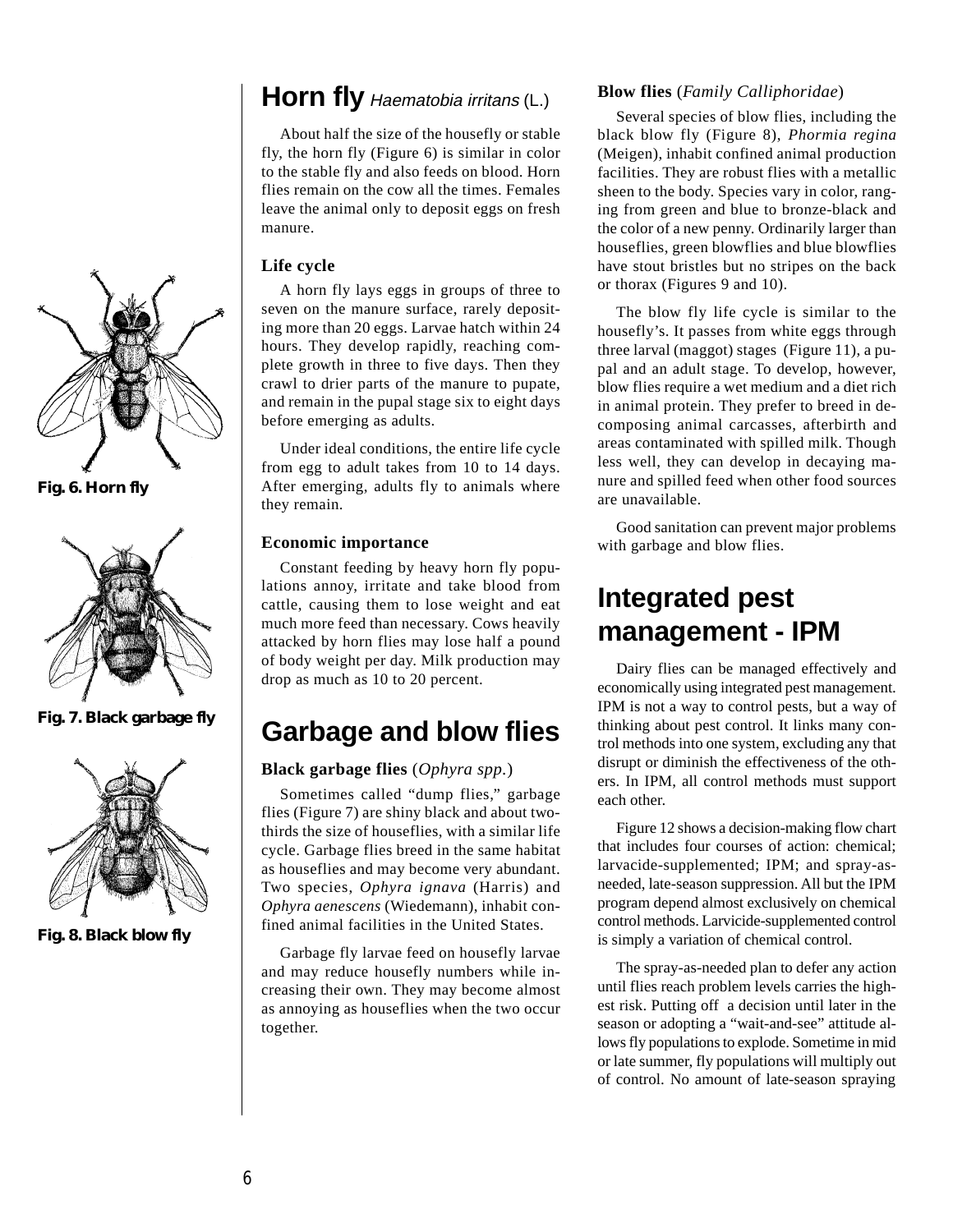## Horn fly *Haematobia irritans* (L.)

About half the size of the housefly or stable fly, the horn fly (Figure 6) is similar in color to the stable fly and also feeds on blood. Horn flies remain on the cow all the times. Females leave the animal only to deposit eggs on fresh manure.

### Life cycle

A horn fly lays eggs in groups of three to seven on the manure surface, rarely depositing more than 20 eggs. Larvae hatch within 24 hours. They develop rapidly, reaching complete growth in three to five days. Then they crawl to drier parts of the manure to pupate, and remain in the pupal stage six to eight days before emerging as adults.

Under ideal conditions, the entire life cycle from egg to adult takes from 10 to 14 days. After emerging, adults fly to animals where they remain.

### Economic importance

Constant feeding by heavy horn fly populations annoy, irritate and take blood from cattle, causing them to lose weight and eat much more feed than necessary. Cows heavily attacked by horn flies may lose half a pound of body weight per day. Milk production may drop as much as 10 to 20 percent.

**Fig. 6. Horn fly**

**Fig. 7. Black garbage fly**

**Fig. 8. Black blow fly**

## Garbage and blow flies

**Black garbage flies** (*Ophyra spp.*)

Sometimes called "dump flies," garbage flies (Figure 7) are shiny black and about two-thirds the size of houseflies, with a similar life cycle. Garbage flies breed in the same habitat as houseflies and may become very abundant. Two species, *Ophyra ignava* (Harris) and *Ophyra aenescens* (Wiedemann), inhabit confined animal facilities in the United States.

Garbage fly larvae feed on housefly larvae and may reduce housefly numbers while increasing their own. They may become almost as annoying as houseflies when the two occur together.

**Blow flies** (*Family Calliphoridae*)

Several species of blow flies, including the black blow fly (Figure 8), *Phormia regina* (Meigen), inhabit confined animal production facilities. They are robust flies with a metallic sheen to the body. Species vary in color, ranging from green and blue to bronze-black and the color of a new penny. Ordinarily larger than houseflies, green blowflies and blue blowflies have stout bristles but no stripes on the back or thorax (Figures 9 and 10).

The blow fly life cycle is similar to the housefly's. It passes from white eggs through three larval (maggot) stages (Figure 11), a pupal and an adult stage. To develop, however, blow flies require a wet medium and a diet rich in animal protein. They prefer to breed in decomposing animal carcasses, afterbirth and areas contaminated with spilled milk. Though less well, they can develop in decaying manure and spilled feed when other food sources are unavailable.

Good sanitation can prevent major problems with garbage and blow flies.

## Integrated pest management - IPM

Dairy flies can be managed effectively and economically using integrated pest management. IPM is not a way to control pests, but a way of thinking about pest control. It links many control methods into one system, excluding any that disrupt or diminish the effectiveness of the others. In IPM, all control methods must support each other.

Figure 12 shows a decision-making flow chart that includes four courses of action: chemical; larvacide-supplemented; IPM; and spray-as-needed, late-season suppression. All but the IPM program depend almost exclusively on chemical control methods. Larvicide-supplemented control is simply a variation of chemical control.

The spray-as-needed plan to defer any action until flies reach problem levels carries the highest risk. Putting off a decision until later in the season or adopting a "wait-and-see" attitude allows fly populations to explode. Sometime in mid or late summer, fly populations will multiply out of control. No amount of late-season spraying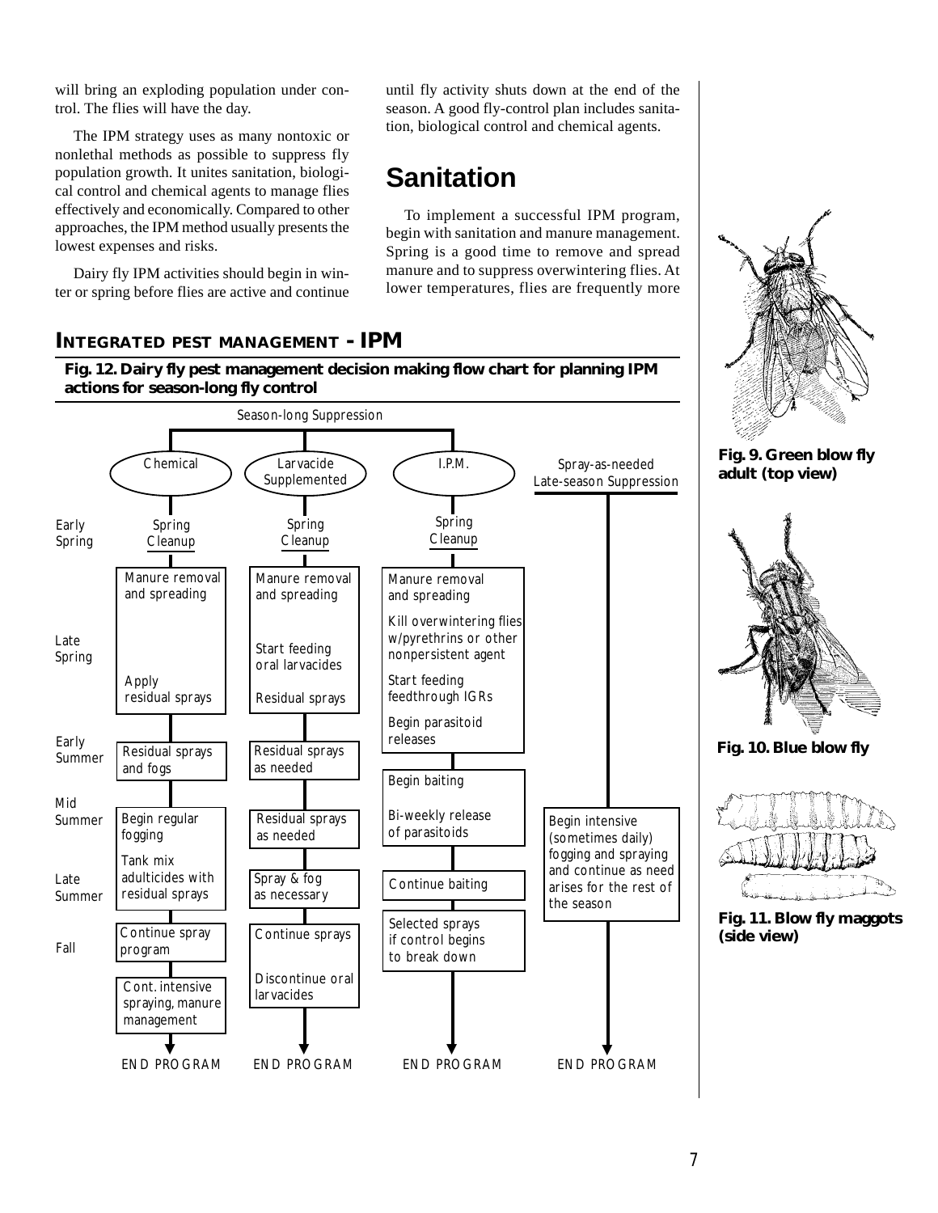will bring an exploding population under control. The flies will have the day.

The IPM strategy uses as many nontoxic or nonlethal methods as possible to suppress fly population growth. It unites sanitation, biological control and chemical agents to manage flies effectively and economically. Compared to other approaches, the IPM method usually presents the lowest expenses and risks.

Dairy fly IPM activities should begin in winter or spring before flies are active and continue until fly activity shuts down at the end of the season. A good fly-control plan includes sanitation, biological control and chemical agents.

# Sanitation

To implement a successful IPM program, begin with sanitation and manure management. Spring is a good time to remove and spread manure and to suppress overwintering flies. At lower temperatures, flies are frequently more

## INTEGRATED PEST MANAGEMENT - IPM

**Fig. 12. Dairy fly pest management decision making flow chart for planning IPM actions for season-long fly control**

Season-long Suppression

| | Chemical | Larvacide Supplemented | I.P.M. | Spray-as-needed Late-season Suppression |
|---|---|---|---|---|
| Early Spring | Spring Cleanup; Manure removal and spreading | Spring Cleanup; Manure removal and spreading | Spring Cleanup; Manure removal and spreading | |
| Late Spring | Apply residual sprays | Start feeding oral larvacides; Residual sprays | Kill overwintering flies w/pyrethrins or other nonpersistent agent; Start feeding feedthrough IGRs; Begin parasitoid releases | |
| Early Summer | Residual sprays and fogs | Residual sprays as needed | Begin baiting | |
| Mid Summer | Begin regular fogging | Residual sprays as needed | Bi-weekly release of parasitoids | Begin intensive (sometimes daily) fogging and spraying and continue as need arises for the rest of the season |
| Late Summer | Tank mix adulticides with residual sprays | Spray & fog as necessary | Continue baiting | |
| Fall | Continue spray program; Cont. intensive spraying, manure management | Continue sprays; Discontinue oral larvacides | Selected sprays if control begins to break down | |
| | END PROGRAM | END PROGRAM | END PROGRAM | END PROGRAM |

**Fig. 9. Green blow fly adult (top view)**

**Fig. 10. Blue blow fly**

**Fig. 11. Blow fly maggots (side view)**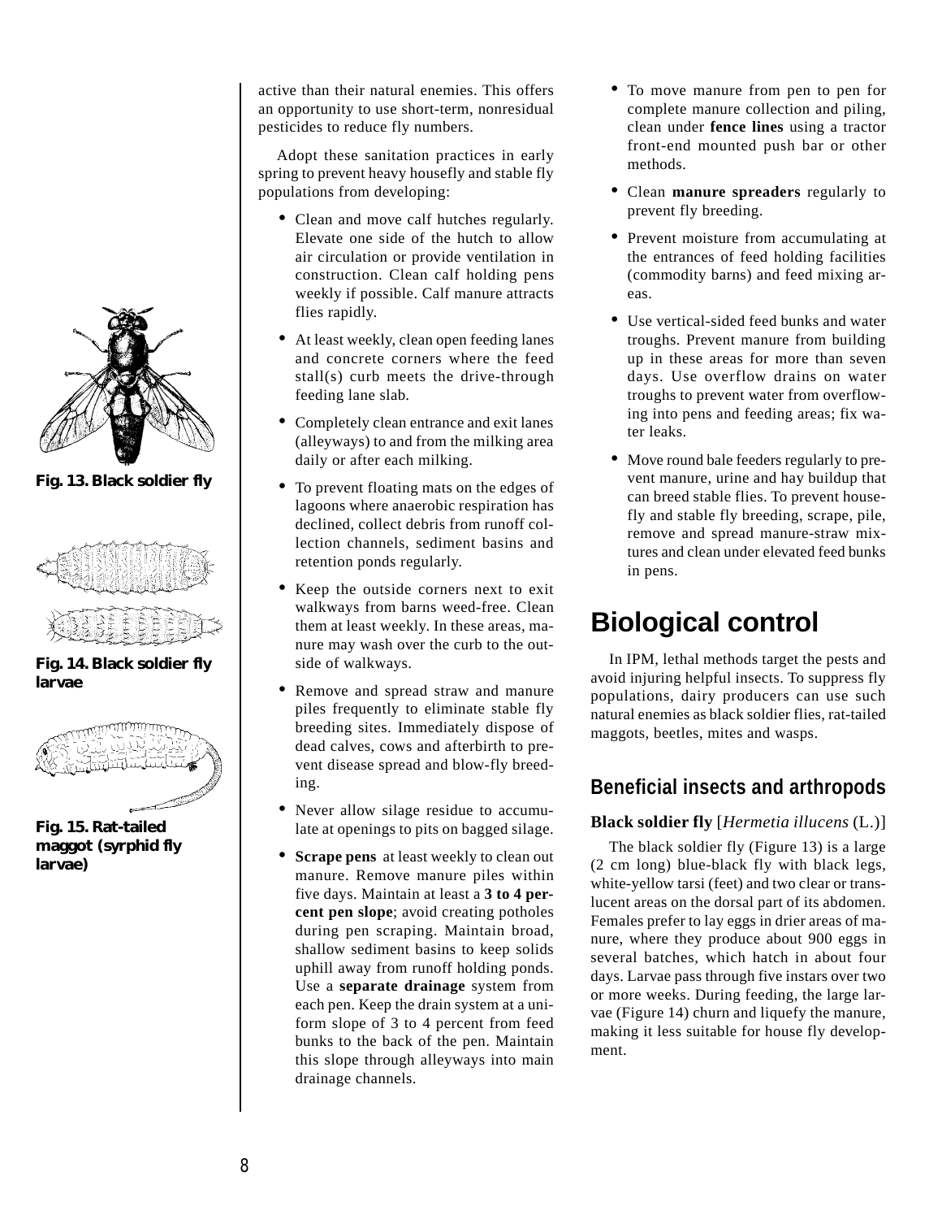Fig. 13. Black soldier fly

Fig. 14. Black soldier fly larvae

Fig. 15. Rat-tailed maggot (syrphid fly larvae)

active than their natural enemies. This offers an opportunity to use short-term, nonresidual pesticides to reduce fly numbers.

Adopt these sanitation practices in early spring to prevent heavy housefly and stable fly populations from developing:

- Clean and move calf hutches regularly. Elevate one side of the hutch to allow air circulation or provide ventilation in construction. Clean calf holding pens weekly if possible. Calf manure attracts flies rapidly.
- At least weekly, clean open feeding lanes and concrete corners where the feed stall(s) curb meets the drive-through feeding lane slab.
- Completely clean entrance and exit lanes (alleyways) to and from the milking area daily or after each milking.
- To prevent floating mats on the edges of lagoons where anaerobic respiration has declined, collect debris from runoff collection channels, sediment basins and retention ponds regularly.
- Keep the outside corners next to exit walkways from barns weed-free. Clean them at least weekly. In these areas, manure may wash over the curb to the outside of walkways.
- Remove and spread straw and manure piles frequently to eliminate stable fly breeding sites. Immediately dispose of dead calves, cows and afterbirth to prevent disease spread and blow-fly breeding.
- Never allow silage residue to accumulate at openings to pits on bagged silage.
- **Scrape pens** at least weekly to clean out manure. Remove manure piles within five days. Maintain at least a **3 to 4 percent pen slope**; avoid creating potholes during pen scraping. Maintain broad, shallow sediment basins to keep solids uphill away from runoff holding ponds. Use a **separate drainage** system from each pen. Keep the drain system at a uniform slope of 3 to 4 percent from feed bunks to the back of the pen. Maintain this slope through alleyways into main drainage channels.
- To move manure from pen to pen for complete manure collection and piling, clean under **fence lines** using a tractor front-end mounted push bar or other methods.
- Clean **manure spreaders** regularly to prevent fly breeding.
- Prevent moisture from accumulating at the entrances of feed holding facilities (commodity barns) and feed mixing areas.
- Use vertical-sided feed bunks and water troughs. Prevent manure from building up in these areas for more than seven days. Use overflow drains on water troughs to prevent water from overflowing into pens and feeding areas; fix water leaks.
- Move round bale feeders regularly to prevent manure, urine and hay buildup that can breed stable flies. To prevent housefly and stable fly breeding, scrape, pile, remove and spread manure-straw mixtures and clean under elevated feed bunks in pens.

# Biological control

In IPM, lethal methods target the pests and avoid injuring helpful insects. To suppress fly populations, dairy producers can use such natural enemies as black soldier flies, rat-tailed maggots, beetles, mites and wasps.

## Beneficial insects and arthropods

**Black soldier fly** [*Hermetia illucens* (L.)]

The black soldier fly (Figure 13) is a large (2 cm long) blue-black fly with black legs, white-yellow tarsi (feet) and two clear or translucent areas on the dorsal part of its abdomen. Females prefer to lay eggs in drier areas of manure, where they produce about 900 eggs in several batches, which hatch in about four days. Larvae pass through five instars over two or more weeks. During feeding, the large larvae (Figure 14) churn and liquefy the manure, making it less suitable for house fly development.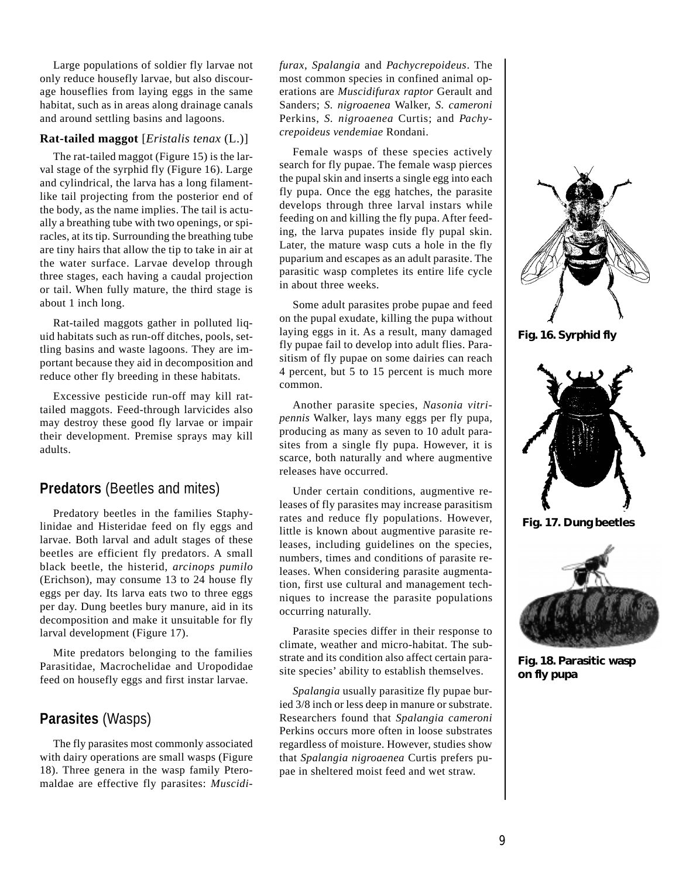Large populations of soldier fly larvae not only reduce housefly larvae, but also discourage houseflies from laying eggs in the same habitat, such as in areas along drainage canals and around settling basins and lagoons.

### Rat-tailed maggot [*Eristalis tenax* (L.)]

The rat-tailed maggot (Figure 15) is the larval stage of the syrphid fly (Figure 16). Large and cylindrical, the larva has a long filament-like tail projecting from the posterior end of the body, as the name implies. The tail is actually a breathing tube with two openings, or spiracles, at its tip. Surrounding the breathing tube are tiny hairs that allow the tip to take in air at the water surface. Larvae develop through three stages, each having a caudal projection or tail. When fully mature, the third stage is about 1 inch long.

Rat-tailed maggots gather in polluted liquid habitats such as run-off ditches, pools, settling basins and waste lagoons. They are important because they aid in decomposition and reduce other fly breeding in these habitats.

Excessive pesticide run-off may kill rat-tailed maggots. Feed-through larvicides also may destroy these good fly larvae or impair their development. Premise sprays may kill adults.

## Predators (Beetles and mites)

Predatory beetles in the families Staphylinidae and Histeridae feed on fly eggs and larvae. Both larval and adult stages of these beetles are efficient fly predators. A small black beetle, the histerid, *arcinops pumilo* (Erichson), may consume 13 to 24 house fly eggs per day. Its larva eats two to three eggs per day. Dung beetles bury manure, aid in its decomposition and make it unsuitable for fly larval development (Figure 17).

Mite predators belonging to the families Parasitidae, Macrochelidae and Uropodidae feed on housefly eggs and first instar larvae.

## Parasites (Wasps)

The fly parasites most commonly associated with dairy operations are small wasps (Figure 18). Three genera in the wasp family Pteromaldae are effective fly parasites: *Muscidifurax*, *Spalangia* and *Pachycrepoideus*. The most common species in confined animal operations are *Muscidifurax raptor* Gerault and Sanders; *S. nigroaenea* Walker, *S. cameroni* Perkins, *S. nigroaenea* Curtis; and *Pachycrepoideus vendemiae* Rondani.

Female wasps of these species actively search for fly pupae. The female wasp pierces the pupal skin and inserts a single egg into each fly pupa. Once the egg hatches, the parasite develops through three larval instars while feeding on and killing the fly pupa. After feeding, the larva pupates inside fly pupal skin. Later, the mature wasp cuts a hole in the fly puparium and escapes as an adult parasite. The parasitic wasp completes its entire life cycle in about three weeks.

Some adult parasites probe pupae and feed on the pupal exudate, killing the pupa without laying eggs in it. As a result, many damaged fly pupae fail to develop into adult flies. Parasitism of fly pupae on some dairies can reach 4 percent, but 5 to 15 percent is much more common.

Another parasite species, *Nasonia vitripennis* Walker, lays many eggs per fly pupa, producing as many as seven to 10 adult parasites from a single fly pupa. However, it is scarce, both naturally and where augmentive releases have occurred.

Under certain conditions, augmentive releases of fly parasites may increase parasitism rates and reduce fly populations. However, little is known about augmentive parasite releases, including guidelines on the species, numbers, times and conditions of parasite releases. When considering parasite augmentation, first use cultural and management techniques to increase the parasite populations occurring naturally.

Parasite species differ in their response to climate, weather and micro-habitat. The substrate and its condition also affect certain parasite species' ability to establish themselves.

*Spalangia* usually parasitize fly pupae buried 3/8 inch or less deep in manure or substrate. Researchers found that *Spalangia cameroni* Perkins occurs more often in loose substrates regardless of moisture. However, studies show that *Spalangia nigroaenea* Curtis prefers pupae in sheltered moist feed and wet straw.

**Fig. 16. Syrphid fly**

**Fig. 17. Dung beetles**

**Fig. 18. Parasitic wasp on fly pupa**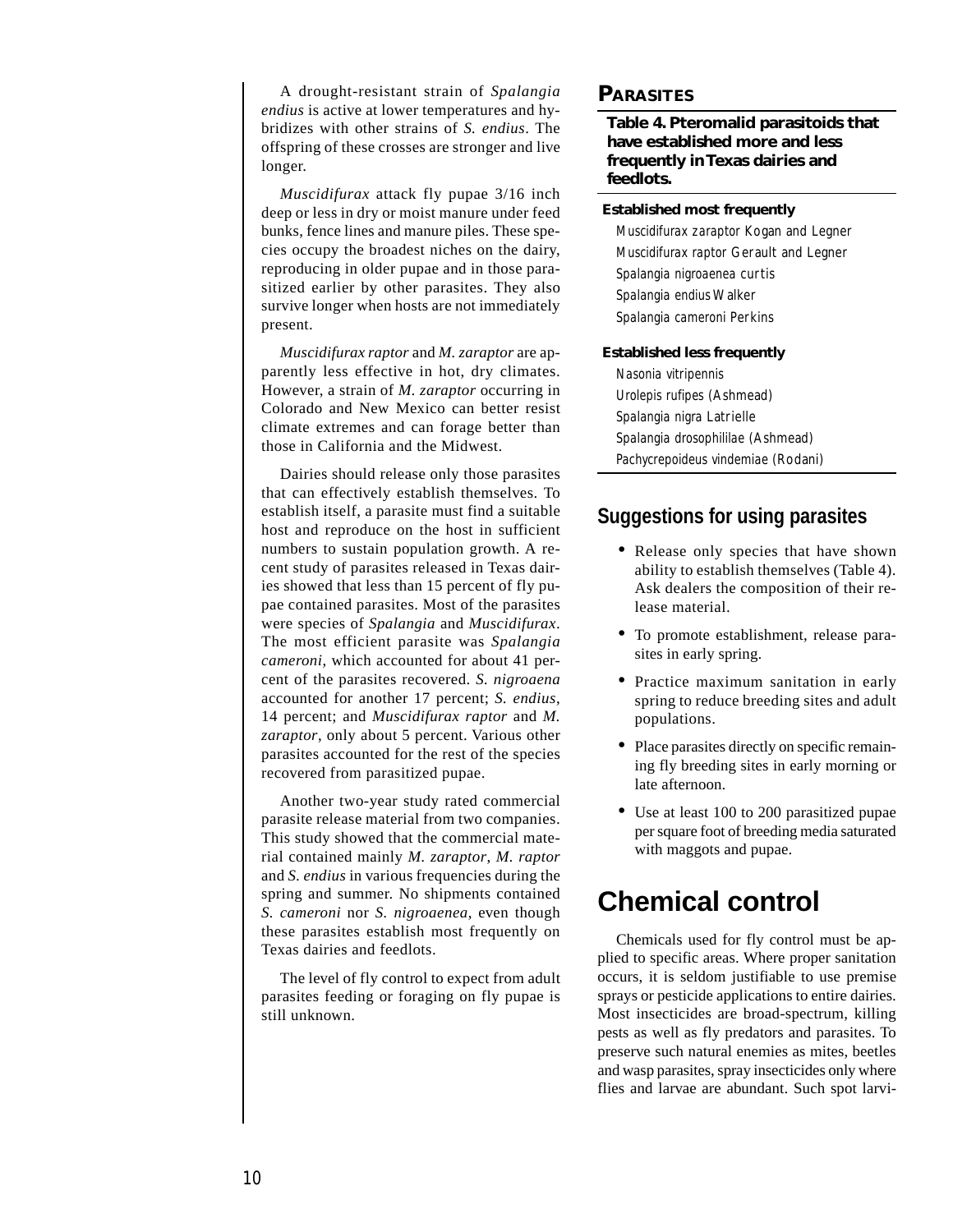A drought-resistant strain of *Spalangia endius* is active at lower temperatures and hybridizes with other strains of *S. endius*. The offspring of these crosses are stronger and live longer.

*Muscidifurax* attack fly pupae 3/16 inch deep or less in dry or moist manure under feed bunks, fence lines and manure piles. These species occupy the broadest niches on the dairy, reproducing in older pupae and in those parasitized earlier by other parasites. They also survive longer when hosts are not immediately present.

*Muscidifurax raptor* and *M. zaraptor* are apparently less effective in hot, dry climates. However, a strain of *M. zaraptor* occurring in Colorado and New Mexico can better resist climate extremes and can forage better than those in California and the Midwest.

Dairies should release only those parasites that can effectively establish themselves. To establish itself, a parasite must find a suitable host and reproduce on the host in sufficient numbers to sustain population growth. A recent study of parasites released in Texas dairies showed that less than 15 percent of fly pupae contained parasites. Most of the parasites were species of *Spalangia* and *Muscidifurax*. The most efficient parasite was *Spalangia cameroni*, which accounted for about 41 percent of the parasites recovered. *S. nigroaena* accounted for another 17 percent; *S. endius*, 14 percent; and *Muscidifurax raptor* and *M. zaraptor*, only about 5 percent. Various other parasites accounted for the rest of the species recovered from parasitized pupae.

Another two-year study rated commercial parasite release material from two companies. This study showed that the commercial material contained mainly *M. zaraptor, M. raptor* and *S. endius* in various frequencies during the spring and summer. No shipments contained *S. cameroni* nor *S. nigroaenea*, even though these parasites establish most frequently on Texas dairies and feedlots.

The level of fly control to expect from adult parasites feeding or foraging on fly pupae is still unknown.

### PARASITES

**Table 4. Pteromalid parasitoids that have established more and less frequently in Texas dairies and feedlots.**

| Established most frequently |
|---|
| *Muscidifurax zaraptor* Kogan and Legner |
| *Muscidifurax raptor* Gerault and Legner |
| *Spalangia nigroaenea* curtis |
| *Spalangia endius* Walker |
| *Spalangia cameroni* Perkins |
| **Established less frequently** |
| *Nasonia vitripennis* |
| *Urolepis rufipes* (Ashmead) |
| *Spalangia nigra* Latrielle |
| *Spalangia drosophililae* (Ashmead) |
| *Pachycrepoideus vindemiae* (Rodani) |

## Suggestions for using parasites

- Release only species that have shown ability to establish themselves (Table 4). Ask dealers the composition of their release material.
- To promote establishment, release parasites in early spring.
- Practice maximum sanitation in early spring to reduce breeding sites and adult populations.
- Place parasites directly on specific remaining fly breeding sites in early morning or late afternoon.
- Use at least 100 to 200 parasitized pupae per square foot of breeding media saturated with maggots and pupae.

# Chemical control

Chemicals used for fly control must be applied to specific areas. Where proper sanitation occurs, it is seldom justifiable to use premise sprays or pesticide applications to entire dairies. Most insecticides are broad-spectrum, killing pests as well as fly predators and parasites. To preserve such natural enemies as mites, beetles and wasp parasites, spray insecticides only where flies and larvae are abundant. Such spot larvi-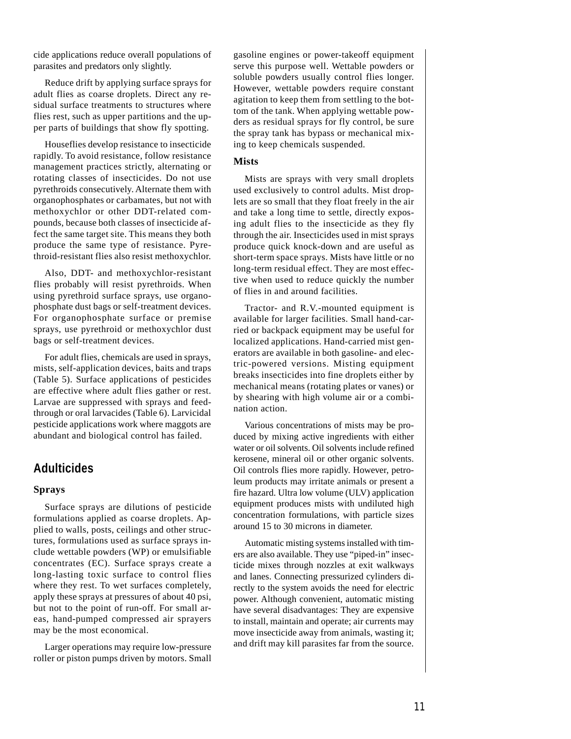cide applications reduce overall populations of parasites and predators only slightly.

Reduce drift by applying surface sprays for adult flies as coarse droplets. Direct any residual surface treatments to structures where flies rest, such as upper partitions and the upper parts of buildings that show fly spotting.

Houseflies develop resistance to insecticide rapidly. To avoid resistance, follow resistance management practices strictly, alternating or rotating classes of insecticides. Do not use pyrethroids consecutively. Alternate them with organophosphates or carbamates, but not with methoxychlor or other DDT-related compounds, because both classes of insecticide affect the same target site. This means they both produce the same type of resistance. Pyrethroid-resistant flies also resist methoxychlor.

Also, DDT- and methoxychlor-resistant flies probably will resist pyrethroids. When using pyrethroid surface sprays, use organophosphate dust bags or self-treatment devices. For organophosphate surface or premise sprays, use pyrethroid or methoxychlor dust bags or self-treatment devices.

For adult flies, chemicals are used in sprays, mists, self-application devices, baits and traps (Table 5). Surface applications of pesticides are effective where adult flies gather or rest. Larvae are suppressed with sprays and feed-through or oral larvacides (Table 6). Larvicidal pesticide applications work where maggots are abundant and biological control has failed.

## Adulticides

### Sprays

Surface sprays are dilutions of pesticide formulations applied as coarse droplets. Applied to walls, posts, ceilings and other structures, formulations used as surface sprays include wettable powders (WP) or emulsifiable concentrates (EC). Surface sprays create a long-lasting toxic surface to control flies where they rest. To wet surfaces completely, apply these sprays at pressures of about 40 psi, but not to the point of run-off. For small areas, hand-pumped compressed air sprayers may be the most economical.

Larger operations may require low-pressure roller or piston pumps driven by motors. Small gasoline engines or power-takeoff equipment serve this purpose well. Wettable powders or soluble powders usually control flies longer. However, wettable powders require constant agitation to keep them from settling to the bottom of the tank. When applying wettable powders as residual sprays for fly control, be sure the spray tank has bypass or mechanical mixing to keep chemicals suspended.

### Mists

Mists are sprays with very small droplets used exclusively to control adults. Mist droplets are so small that they float freely in the air and take a long time to settle, directly exposing adult flies to the insecticide as they fly through the air. Insecticides used in mist sprays produce quick knock-down and are useful as short-term space sprays. Mists have little or no long-term residual effect. They are most effective when used to reduce quickly the number of flies in and around facilities.

Tractor- and R.V.-mounted equipment is available for larger facilities. Small hand-carried or backpack equipment may be useful for localized applications. Hand-carried mist generators are available in both gasoline- and electric-powered versions. Misting equipment breaks insecticides into fine droplets either by mechanical means (rotating plates or vanes) or by shearing with high volume air or a combination action.

Various concentrations of mists may be produced by mixing active ingredients with either water or oil solvents. Oil solvents include refined kerosene, mineral oil or other organic solvents. Oil controls flies more rapidly. However, petroleum products may irritate animals or present a fire hazard. Ultra low volume (ULV) application equipment produces mists with undiluted high concentration formulations, with particle sizes around 15 to 30 microns in diameter.

Automatic misting systems installed with timers are also available. They use "piped-in" insecticide mixes through nozzles at exit walkways and lanes. Connecting pressurized cylinders directly to the system avoids the need for electric power. Although convenient, automatic misting have several disadvantages: They are expensive to install, maintain and operate; air currents may move insecticide away from animals, wasting it; and drift may kill parasites far from the source.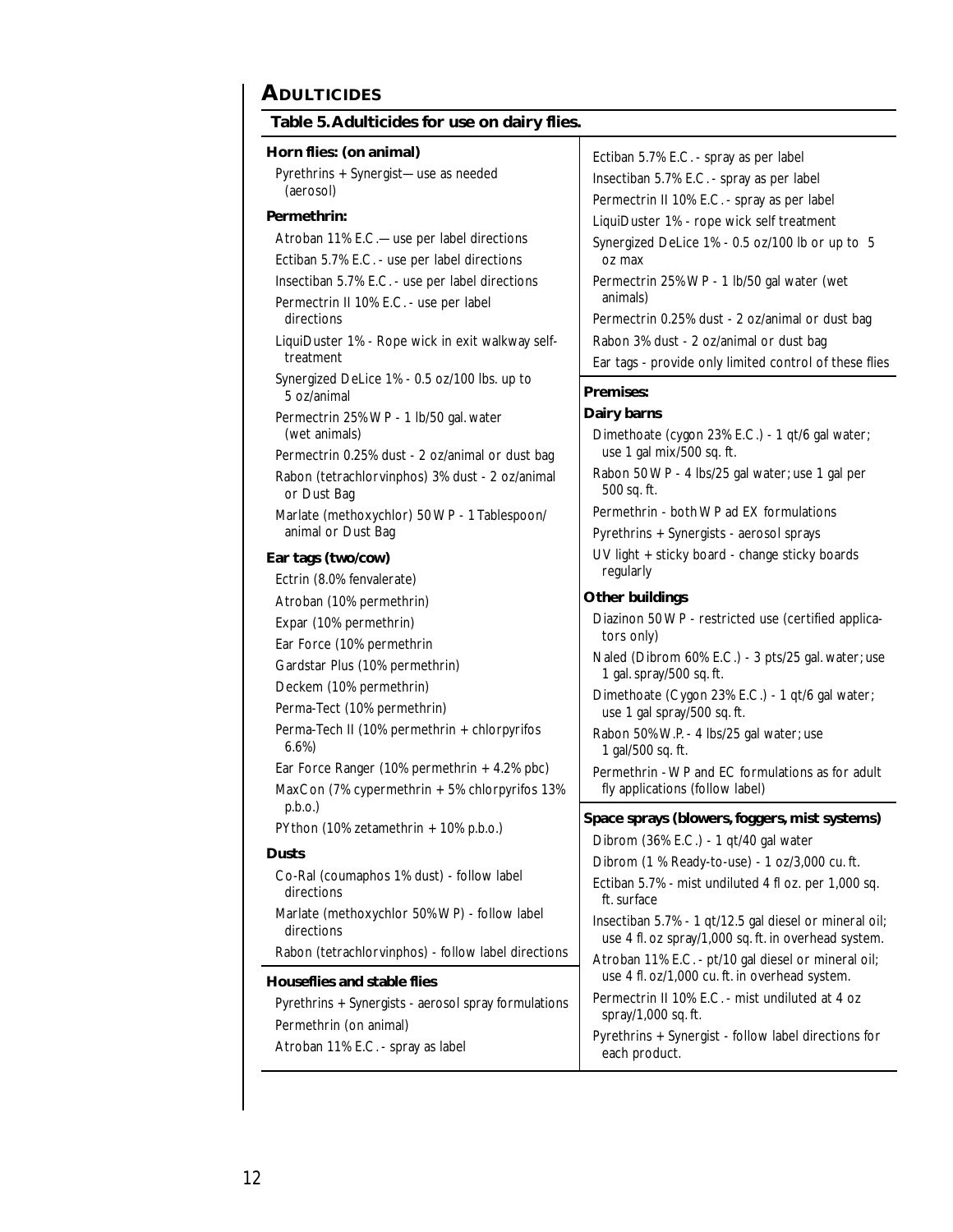## ADULTICIDES

**Table 5. Adulticides for use on dairy flies.**

**Horn flies: (on animal)**

Pyrethrins + Synergist—use as needed (aerosol)

**Permethrin:**

Atroban 11% E.C.—use per label directions

Ectiban 5.7% E.C. - use per label directions

Insectiban 5.7% E.C. - use per label directions

Permectrin II 10% E.C. - use per label directions

LiquiDuster 1% - Rope wick in exit walkway self-treatment

Synergized DeLice 1% - 0.5 oz/100 lbs. up to 5 oz/animal

Permectrin 25% WP - 1 lb/50 gal. water (wet animals)

Permectrin 0.25% dust - 2 oz/animal or dust bag

Rabon (tetrachlorvinphos) 3% dust - 2 oz/animal or Dust Bag

Marlate (methoxychlor) 50 WP - 1 Tablespoon/animal or Dust Bag

**Ear tags (two/cow)**

Ectrin (8.0% fenvalerate)

Atroban (10% permethrin)

Expar (10% permethrin)

Ear Force (10% permethrin

Gardstar Plus (10% permethrin)

Deckem (10% permethrin)

Perma-Tect (10% permethrin)

Perma-Tech II (10% permethrin + chlorpyrifos 6.6%)

Ear Force Ranger (10% permethrin + 4.2% pbc)

MaxCon (7% cypermethrin + 5% chlorpyrifos 13% p.b.o.)

PYthon (10% zetamethrin + 10% p.b.o.)

**Dusts**

Co-Ral (coumaphos 1% dust) - follow label directions

Marlate (methoxychlor 50% WP) - follow label directions

Rabon (tetrachlorvinphos) - follow label directions

**Houseflies and stable flies**

Pyrethrins + Synergists - aerosol spray formulations

Permethrin (on animal)

Atroban 11% E.C. - spray as label

Ectiban 5.7% E.C. - spray as per label

Insectiban 5.7% E.C. - spray as per label

Permectrin II 10% E.C. - spray as per label

LiquiDuster 1% - rope wick self treatment

Synergized DeLice 1% - 0.5 oz/100 lb or up to 5 oz max

Permectrin 25% WP - 1 lb/50 gal water (wet animals)

Permectrin 0.25% dust - 2 oz/animal or dust bag

Rabon 3% dust - 2 oz/animal or dust bag

Ear tags - provide only limited control of these flies

**Premises:**

**Dairy barns**

Dimethoate (cygon 23% E.C.) - 1 qt/6 gal water; use 1 gal mix/500 sq. ft.

Rabon 50 WP - 4 lbs/25 gal water; use 1 gal per 500 sq. ft.

Permethrin - both WP ad EX formulations

Pyrethrins + Synergists - aerosol sprays

UV light + sticky board - change sticky boards regularly

**Other buildings**

Diazinon 50 WP - restricted use (certified applicators only)

Naled (Dibrom 60% E.C.) - 3 pts/25 gal. water; use 1 gal. spray/500 sq. ft.

Dimethoate (Cygon 23% E.C.) - 1 qt/6 gal water; use 1 gal spray/500 sq. ft.

Rabon 50% W.P. - 4 lbs/25 gal water; use 1 gal/500 sq. ft.

Permethrin - WP and EC formulations as for adult fly applications (follow label)

**Space sprays (blowers, foggers, mist systems)**

Dibrom (36% E.C.) - 1 qt/40 gal water

Dibrom (1 % Ready-to-use) - 1 oz/3,000 cu. ft.

Ectiban 5.7% - mist undiluted 4 fl oz. per 1,000 sq. ft. surface

Insectiban 5.7% - 1 qt/12.5 gal diesel or mineral oil; use 4 fl. oz spray/1,000 sq. ft. in overhead system.

Atroban 11% E.C. - pt/10 gal diesel or mineral oil; use 4 fl. oz/1,000 cu. ft. in overhead system.

Permectrin II 10% E.C. - mist undiluted at 4 oz spray/1,000 sq. ft.

Pyrethrins + Synergist - follow label directions for each product.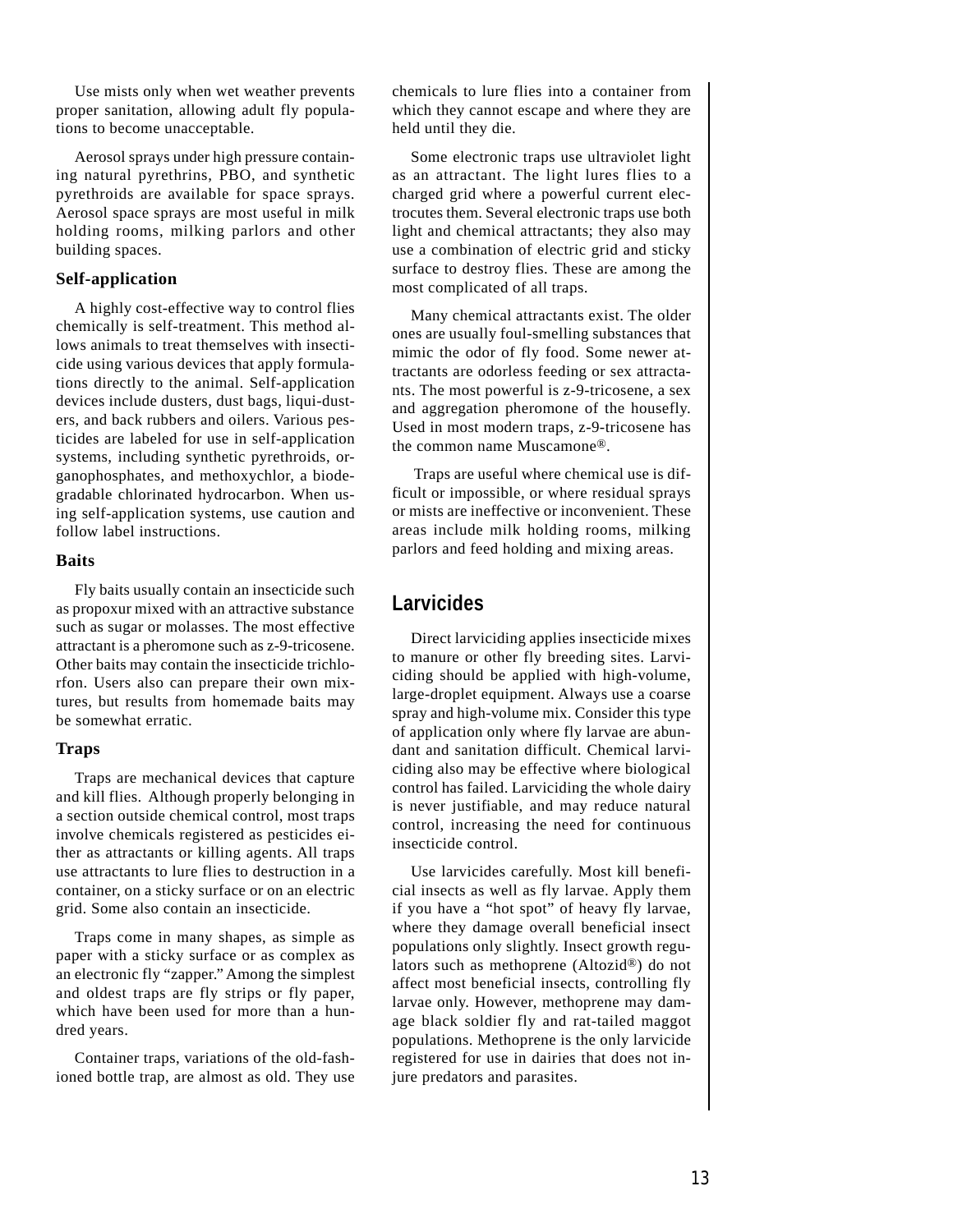Use mists only when wet weather prevents proper sanitation, allowing adult fly populations to become unacceptable.

Aerosol sprays under high pressure containing natural pyrethrins, PBO, and synthetic pyrethroids are available for space sprays. Aerosol space sprays are most useful in milk holding rooms, milking parlors and other building spaces.

### Self-application

A highly cost-effective way to control flies chemically is self-treatment. This method allows animals to treat themselves with insecticide using various devices that apply formulations directly to the animal. Self-application devices include dusters, dust bags, liqui-dusters, and back rubbers and oilers. Various pesticides are labeled for use in self-application systems, including synthetic pyrethroids, organophosphates, and methoxychlor, a biodegradable chlorinated hydrocarbon. When using self-application systems, use caution and follow label instructions.

### Baits

Fly baits usually contain an insecticide such as propoxur mixed with an attractive substance such as sugar or molasses. The most effective attractant is a pheromone such as z-9-tricosene. Other baits may contain the insecticide trichlorfon. Users also can prepare their own mixtures, but results from homemade baits may be somewhat erratic.

### Traps

Traps are mechanical devices that capture and kill flies. Although properly belonging in a section outside chemical control, most traps involve chemicals registered as pesticides either as attractants or killing agents. All traps use attractants to lure flies to destruction in a container, on a sticky surface or on an electric grid. Some also contain an insecticide.

Traps come in many shapes, as simple as paper with a sticky surface or as complex as an electronic fly "zapper." Among the simplest and oldest traps are fly strips or fly paper, which have been used for more than a hundred years.

Container traps, variations of the old-fashioned bottle trap, are almost as old. They use chemicals to lure flies into a container from which they cannot escape and where they are held until they die.

Some electronic traps use ultraviolet light as an attractant. The light lures flies to a charged grid where a powerful current electrocutes them. Several electronic traps use both light and chemical attractants; they also may use a combination of electric grid and sticky surface to destroy flies. These are among the most complicated of all traps.

Many chemical attractants exist. The older ones are usually foul-smelling substances that mimic the odor of fly food. Some newer attractants are odorless feeding or sex attractants. The most powerful is z-9-tricosene, a sex and aggregation pheromone of the housefly. Used in most modern traps, z-9-tricosene has the common name Muscamone®.

Traps are useful where chemical use is difficult or impossible, or where residual sprays or mists are ineffective or inconvenient. These areas include milk holding rooms, milking parlors and feed holding and mixing areas.

## Larvicides

Direct larviciding applies insecticide mixes to manure or other fly breeding sites. Larviciding should be applied with high-volume, large-droplet equipment. Always use a coarse spray and high-volume mix. Consider this type of application only where fly larvae are abundant and sanitation difficult. Chemical larviciding also may be effective where biological control has failed. Larviciding the whole dairy is never justifiable, and may reduce natural control, increasing the need for continuous insecticide control.

Use larvicides carefully. Most kill beneficial insects as well as fly larvae. Apply them if you have a "hot spot" of heavy fly larvae, where they damage overall beneficial insect populations only slightly. Insect growth regulators such as methoprene (Altozid®) do not affect most beneficial insects, controlling fly larvae only. However, methoprene may damage black soldier fly and rat-tailed maggot populations. Methoprene is the only larvicide registered for use in dairies that does not injure predators and parasites.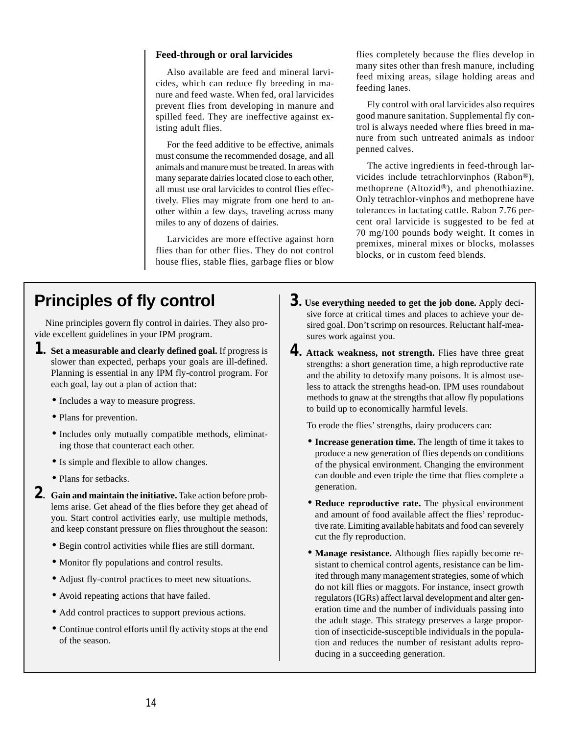### Feed-through or oral larvicides

Also available are feed and mineral larvicides, which can reduce fly breeding in manure and feed waste. When fed, oral larvicides prevent flies from developing in manure and spilled feed. They are ineffective against existing adult flies.

For the feed additive to be effective, animals must consume the recommended dosage, and all animals and manure must be treated. In areas with many separate dairies located close to each other, all must use oral larvicides to control flies effectively. Flies may migrate from one herd to another within a few days, traveling across many miles to any of dozens of dairies.

Larvicides are more effective against horn flies than for other flies. They do not control house flies, stable flies, garbage flies or blow flies completely because the flies develop in many sites other than fresh manure, including feed mixing areas, silage holding areas and feeding lanes.

Fly control with oral larvicides also requires good manure sanitation. Supplemental fly control is always needed where flies breed in manure from such untreated animals as indoor penned calves.

The active ingredients in feed-through larvicides include tetrachlorvinphos (Rabon®), methoprene (Altozid®), and phenothiazine. Only tetrachlor-vinphos and methoprene have tolerances in lactating cattle. Rabon 7.76 percent oral larvicide is suggested to be fed at 70 mg/100 pounds body weight. It comes in premixes, mineral mixes or blocks, molasses blocks, or in custom feed blends.

## Principles of fly control

Nine principles govern fly control in dairies. They also provide excellent guidelines in your IPM program.

**1. Set a measurable and clearly defined goal.** If progress is slower than expected, perhaps your goals are ill-defined. Planning is essential in any IPM fly-control program. For each goal, lay out a plan of action that:

- Includes a way to measure progress.
- Plans for prevention.
- Includes only mutually compatible methods, eliminating those that counteract each other.
- Is simple and flexible to allow changes.
- Plans for setbacks.

**2. Gain and maintain the initiative.** Take action before problems arise. Get ahead of the flies before they get ahead of you. Start control activities early, use multiple methods, and keep constant pressure on flies throughout the season:

- Begin control activities while flies are still dormant.
- Monitor fly populations and control results.
- Adjust fly-control practices to meet new situations.
- Avoid repeating actions that have failed.
- Add control practices to support previous actions.
- Continue control efforts until fly activity stops at the end of the season.

**3. Use everything needed to get the job done.** Apply decisive force at critical times and places to achieve your desired goal. Don't scrimp on resources. Reluctant half-measures work against you.

**4. Attack weakness, not strength.** Flies have three great strengths: a short generation time, a high reproductive rate and the ability to detoxify many poisons. It is almost useless to attack the strengths head-on. IPM uses roundabout methods to gnaw at the strengths that allow fly populations to build up to economically harmful levels.

To erode the flies' strengths, dairy producers can:

- **Increase generation time.** The length of time it takes to produce a new generation of flies depends on conditions of the physical environment. Changing the environment can double and even triple the time that flies complete a generation.
- **Reduce reproductive rate.** The physical environment and amount of food available affect the flies' reproductive rate. Limiting available habitats and food can severely cut the fly reproduction.
- **Manage resistance.** Although flies rapidly become resistant to chemical control agents, resistance can be limited through many management strategies, some of which do not kill flies or maggots. For instance, insect growth regulators (IGRs) affect larval development and alter generation time and the number of individuals passing into the adult stage. This strategy preserves a large proportion of insecticide-susceptible individuals in the population and reduces the number of resistant adults reproducing in a succeeding generation.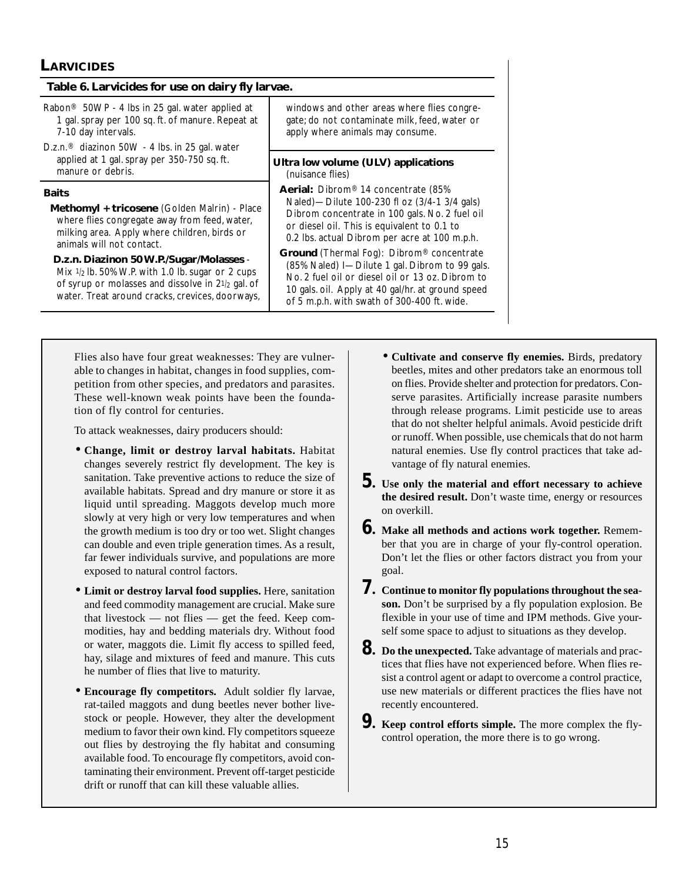## LARVICIDES

**Table 6. Larvicides for use on dairy fly larvae.**

Rabon® 50WP - 4 lbs in 25 gal. water applied at 1 gal. spray per 100 sq. ft. of manure. Repeat at 7-10 day intervals.

D.z.n.® diazinon 50W - 4 lbs. in 25 gal. water applied at 1 gal. spray per 350-750 sq. ft. manure or debris.

**Baits**

**Methomyl + tricosene** (Golden Malrin) - Place where flies congregate away from feed, water, milking area. Apply where children, birds or animals will not contact.

**D.z.n. Diazinon 50W.P./Sugar/Molasses** - Mix 1/2 lb. 50% W.P. with 1.0 lb. sugar or 2 cups of syrup or molasses and dissolve in 2 1/2 gal. of water. Treat around cracks, crevices, doorways, windows and other areas where flies congregate; do not contaminate milk, feed, water or apply where animals may consume.

**Ultra low volume (ULV) applications** (nuisance flies)

**Aerial:** Dibrom® 14 concentrate (85% Naled)—Dilute 100-230 fl oz (3/4-1 3/4 gals) Dibrom concentrate in 100 gals. No. 2 fuel oil or diesel oil. This is equivalent to 0.1 to 0.2 lbs. actual Dibrom per acre at 100 m.p.h.

**Ground** (Thermal Fog): Dibrom® concentrate (85% Naled) I—Dilute 1 gal. Dibrom to 99 gals. No. 2 fuel oil or diesel oil or 13 oz. Dibrom to 10 gals. oil. Apply at 40 gal/hr. at ground speed of 5 m.p.h. with swath of 300-400 ft. wide.

---

Flies also have four great weaknesses: They are vulnerable to changes in habitat, changes in food supplies, competition from other species, and predators and parasites. These well-known weak points have been the foundation of fly control for centuries.

To attack weaknesses, dairy producers should:

- **Change, limit or destroy larval habitats.** Habitat changes severely restrict fly development. The key is sanitation. Take preventive actions to reduce the size of available habitats. Spread and dry manure or store it as liquid until spreading. Maggots develop much more slowly at very high or very low temperatures and when the growth medium is too dry or too wet. Slight changes can double and even triple generation times. As a result, far fewer individuals survive, and populations are more exposed to natural control factors.
- **Limit or destroy larval food supplies.** Here, sanitation and feed commodity management are crucial. Make sure that livestock — not flies — get the feed. Keep commodities, hay and bedding materials dry. Without food or water, maggots die. Limit fly access to spilled feed, hay, silage and mixtures of feed and manure. This cuts he number of flies that live to maturity.
- **Encourage fly competitors.** Adult soldier fly larvae, rat-tailed maggots and dung beetles never bother livestock or people. However, they alter the development medium to favor their own kind. Fly competitors squeeze out flies by destroying the fly habitat and consuming available food. To encourage fly competitors, avoid contaminating their environment. Prevent off-target pesticide drift or runoff that can kill these valuable allies.
- **Cultivate and conserve fly enemies.** Birds, predatory beetles, mites and other predators take an enormous toll on flies. Provide shelter and protection for predators. Conserve parasites. Artificially increase parasite numbers through release programs. Limit pesticide use to areas that do not shelter helpful animals. Avoid pesticide drift or runoff. When possible, use chemicals that do not harm natural enemies. Use fly control practices that take advantage of fly natural enemies.

5. **Use only the material and effort necessary to achieve the desired result.** Don't waste time, energy or resources on overkill.
6. **Make all methods and actions work together.** Remember that you are in charge of your fly-control operation. Don't let the flies or other factors distract you from your goal.
7. **Continue to monitor fly populations throughout the season.** Don't be surprised by a fly population explosion. Be flexible in your use of time and IPM methods. Give yourself some space to adjust to situations as they develop.
8. **Do the unexpected.** Take advantage of materials and practices that flies have not experienced before. When flies resist a control agent or adapt to overcome a control practice, use new materials or different practices the flies have not recently encountered.
9. **Keep control efforts simple.** The more complex the fly-control operation, the more there is to go wrong.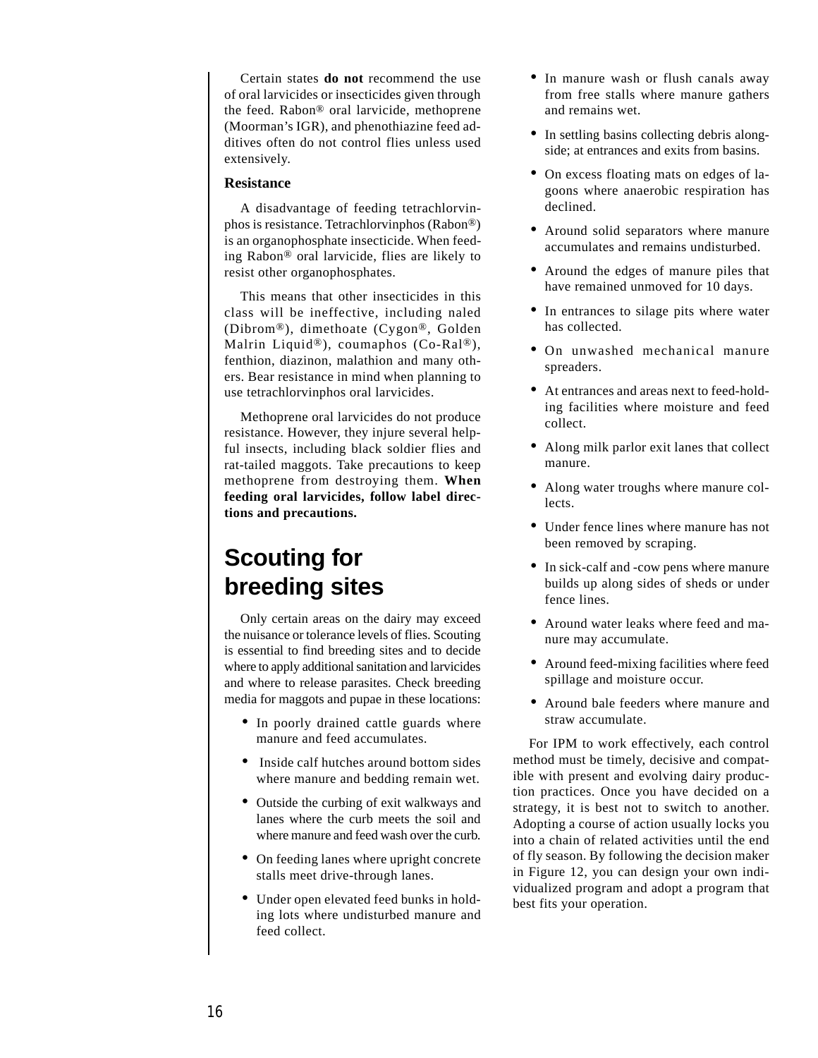Certain states **do not** recommend the use of oral larvicides or insecticides given through the feed. Rabon® oral larvicide, methoprene (Moorman's IGR), and phenothiazine feed additives often do not control flies unless used extensively.

**Resistance**

A disadvantage of feeding tetrachlorvinphos is resistance. Tetrachlorvinphos (Rabon®) is an organophosphate insecticide. When feeding Rabon® oral larvicide, flies are likely to resist other organophosphates.

This means that other insecticides in this class will be ineffective, including naled (Dibrom®), dimethoate (Cygon®, Golden Malrin Liquid®), coumaphos (Co-Ral®), fenthion, diazinon, malathion and many others. Bear resistance in mind when planning to use tetrachlorvinphos oral larvicides.

Methoprene oral larvicides do not produce resistance. However, they injure several helpful insects, including black soldier flies and rat-tailed maggots. Take precautions to keep methoprene from destroying them. **When feeding oral larvicides, follow label directions and precautions.**

## Scouting for breeding sites

Only certain areas on the dairy may exceed the nuisance or tolerance levels of flies. Scouting is essential to find breeding sites and to decide where to apply additional sanitation and larvicides and where to release parasites. Check breeding media for maggots and pupae in these locations:

- In poorly drained cattle guards where manure and feed accumulates.
- Inside calf hutches around bottom sides where manure and bedding remain wet.
- Outside the curbing of exit walkways and lanes where the curb meets the soil and where manure and feed wash over the curb.
- On feeding lanes where upright concrete stalls meet drive-through lanes.
- Under open elevated feed bunks in holding lots where undisturbed manure and feed collect.
- In manure wash or flush canals away from free stalls where manure gathers and remains wet.
- In settling basins collecting debris alongside; at entrances and exits from basins.
- On excess floating mats on edges of lagoons where anaerobic respiration has declined.
- Around solid separators where manure accumulates and remains undisturbed.
- Around the edges of manure piles that have remained unmoved for 10 days.
- In entrances to silage pits where water has collected.
- On unwashed mechanical manure spreaders.
- At entrances and areas next to feed-holding facilities where moisture and feed collect.
- Along milk parlor exit lanes that collect manure.
- Along water troughs where manure collects.
- Under fence lines where manure has not been removed by scraping.
- In sick-calf and -cow pens where manure builds up along sides of sheds or under fence lines.
- Around water leaks where feed and manure may accumulate.
- Around feed-mixing facilities where feed spillage and moisture occur.
- Around bale feeders where manure and straw accumulate.

For IPM to work effectively, each control method must be timely, decisive and compatible with present and evolving dairy production practices. Once you have decided on a strategy, it is best not to switch to another. Adopting a course of action usually locks you into a chain of related activities until the end of fly season. By following the decision maker in Figure 12, you can design your own individualized program and adopt a program that best fits your operation.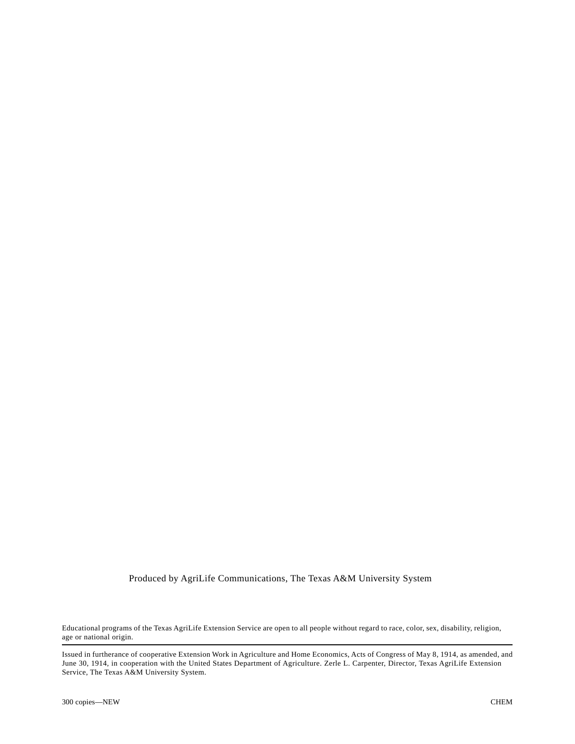Produced by AgriLife Communications, The Texas A&M University System

Educational programs of the Texas AgriLife Extension Service are open to all people without regard to race, color, sex, disability, religion, age or national origin.

---

Issued in furtherance of cooperative Extension Work in Agriculture and Home Economics, Acts of Congress of May 8, 1914, as amended, and June 30, 1914, in cooperation with the United States Department of Agriculture. Zerle L. Carpenter, Director, Texas AgriLife Extension Service, The Texas A&M University System.

300 copies—NEW CHEM